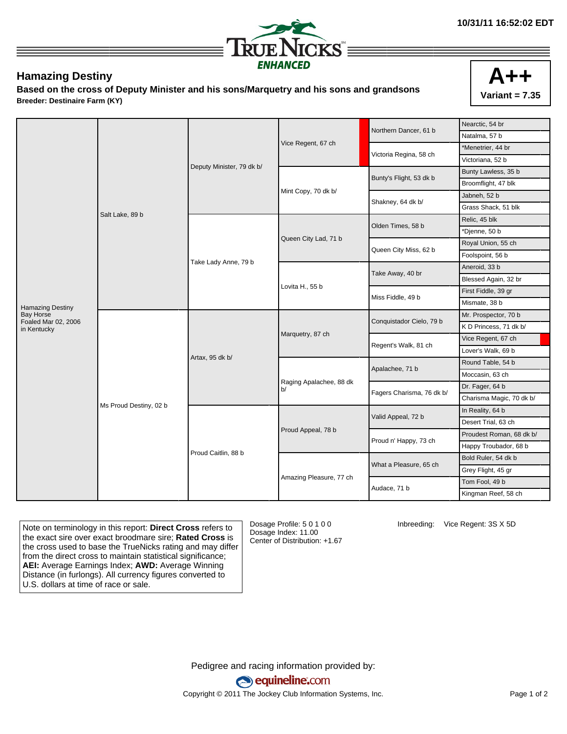10/31/11 16:52:02 EDT

TRUE NICKS ENHANCED

# Hamazing Destiny

**Based on the cross of Deputy Minister and his sons/Marquetry and his sons and grandsons**

**Breeder: Destinaire Farm (KY)**

**A++**
**Variant = 7.35**

| Horse | Parents | Grandparents | Great-Grandparents | 4th Generation | 5th Generation |
|---|---|---|---|---|---|
| Hamazing Destiny<br>Bay Horse<br>Foaled Mar 02, 2006<br>in Kentucky | Salt Lake, 89 b | Deputy Minister, 79 dk b/ | Vice Regent, 67 ch | Northern Dancer, 61 b | Nearctic, 54 br |
| | | | | | Natalma, 57 b |
| | | | | Victoria Regina, 58 ch | *Menetrier, 44 br |
| | | | | | Victoriana, 52 b |
| | | | Mint Copy, 70 dk b/ | Bunty's Flight, 53 dk b | Bunty Lawless, 35 b |
| | | | | | Broomflight, 47 blk |
| | | | | Shakney, 64 dk b/ | Jabneh, 52 b |
| | | | | | Grass Shack, 51 blk |
| | | Take Lady Anne, 79 b | Queen City Lad, 71 b | Olden Times, 58 b | Relic, 45 blk |
| | | | | | *Djenne, 50 b |
| | | | | Queen City Miss, 62 b | Royal Union, 55 ch |
| | | | | | Foolspoint, 56 b |
| | | | Lovita H., 55 b | Take Away, 40 br | Aneroid, 33 b |
| | | | | | Blessed Again, 32 br |
| | | | | Miss Fiddle, 49 b | First Fiddle, 39 gr |
| | | | | | Mismate, 38 b |
| | Ms Proud Destiny, 02 b | Artax, 95 dk b/ | Marquetry, 87 ch | Conquistador Cielo, 79 b | Mr. Prospector, 70 b |
| | | | | | K D Princess, 71 dk b/ |
| | | | | Regent's Walk, 81 ch | Vice Regent, 67 ch |
| | | | | | Lover's Walk, 69 b |
| | | | Raging Apalachee, 88 dk b/ | Apalachee, 71 b | Round Table, 54 b |
| | | | | | Moccasin, 63 ch |
| | | | | Fagers Charisma, 76 dk b/ | Dr. Fager, 64 b |
| | | | | | Charisma Magic, 70 dk b/ |
| | | Proud Caitlin, 88 b | Proud Appeal, 78 b | Valid Appeal, 72 b | In Reality, 64 b |
| | | | | | Desert Trial, 63 ch |
| | | | | Proud n' Happy, 73 ch | Proudest Roman, 68 dk b/ |
| | | | | | Happy Troubador, 68 b |
| | | | Amazing Pleasure, 77 ch | What a Pleasure, 65 ch | Bold Ruler, 54 dk b |
| | | | | | Grey Flight, 45 gr |
| | | | | Audace, 71 b | Tom Fool, 49 b |
| | | | | | Kingman Reef, 58 ch |

Note on terminology in this report: **Direct Cross** refers to the exact sire over exact broodmare sire; **Rated Cross** is the cross used to base the TrueNicks rating and may differ from the direct cross to maintain statistical significance; **AEI:** Average Earnings Index; **AWD:** Average Winning Distance (in furlongs). All currency figures converted to U.S. dollars at time of race or sale.

Dosage Profile: 5 0 1 0 0
Dosage Index: 11.00
Center of Distribution: +1.67

Inbreeding: Vice Regent: 3S X 5D

Pedigree and racing information provided by:
equineline.com
Copyright © 2011 The Jockey Club Information Systems, Inc.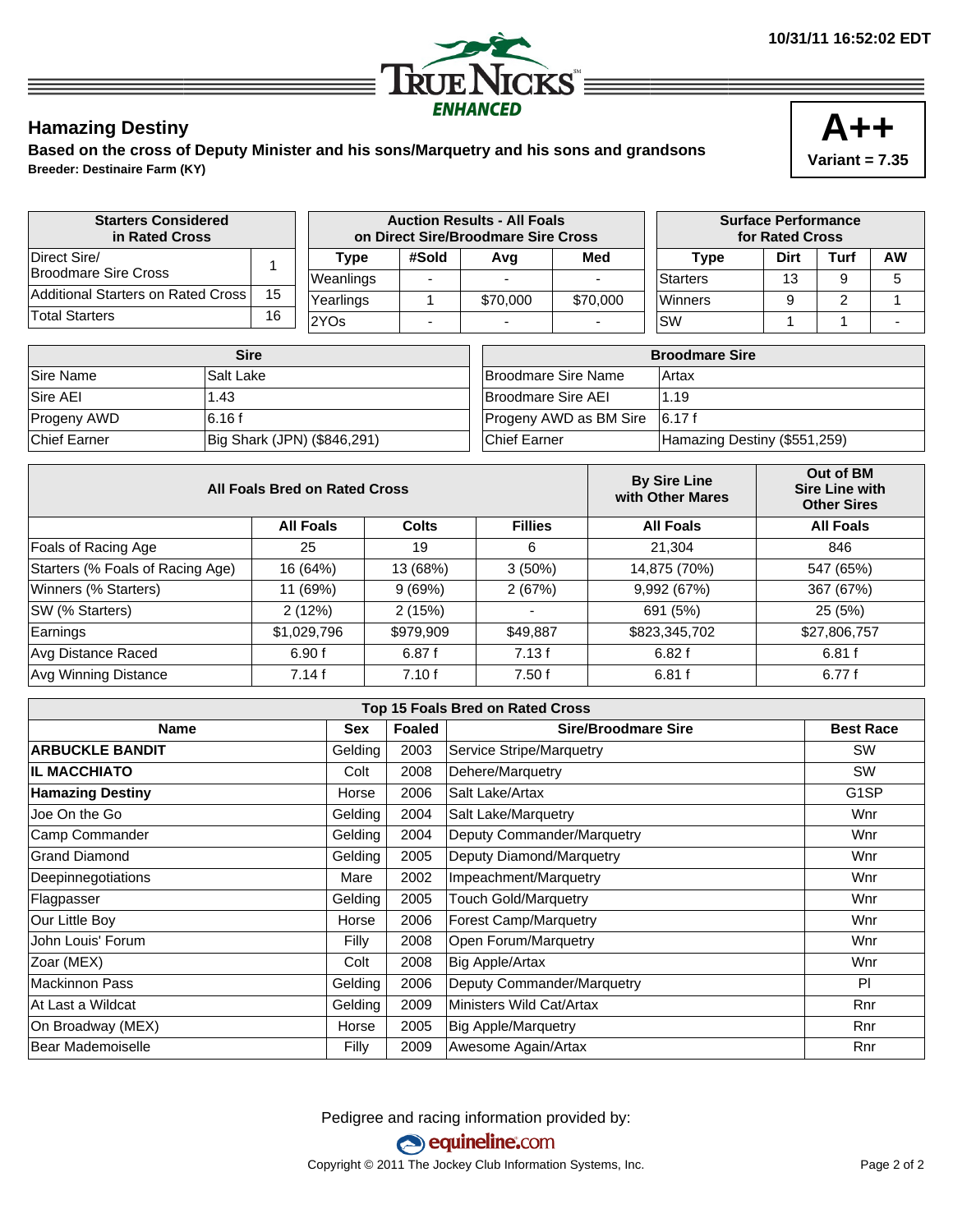10/31/11 16:52:02 EDT

TRUE NICKS ENHANCED

## Hamazing Destiny

**Based on the cross of Deputy Minister and his sons/Marquetry and his sons and grandsons**

**Breeder: Destinaire Farm (KY)**

**A++**
**Variant = 7.35**

| Starters Considered in Rated Cross | |
|---|---|
| Direct Sire/ Broodmare Sire Cross | 1 |
| Additional Starters on Rated Cross | 15 |
| Total Starters | 16 |

| Auction Results - All Foals on Direct Sire/Broodmare Sire Cross | | | |
|---|---|---|---|
| Type | #Sold | Avg | Med |
| Weanlings | - | - | - |
| Yearlings | 1 | $70,000 | $70,000 |
| 2YOs | - | - | - |

| Surface Performance for Rated Cross | | | |
|---|---|---|---|
| Type | Dirt | Turf | AW |
| Starters | 13 | 9 | 5 |
| Winners | 9 | 2 | 1 |
| SW | 1 | 1 | - |

| Sire | |
|---|---|
| Sire Name | Salt Lake |
| Sire AEI | 1.43 |
| Progeny AWD | 6.16 f |
| Chief Earner | Big Shark (JPN) ($846,291) |

| Broodmare Sire | |
|---|---|
| Broodmare Sire Name | Artax |
| Broodmare Sire AEI | 1.19 |
| Progeny AWD as BM Sire | 6.17 f |
| Chief Earner | Hamazing Destiny ($551,259) |

| All Foals Bred on Rated Cross | | | | By Sire Line with Other Mares | Out of BM Sire Line with Other Sires |
|---|---|---|---|---|---|
| | All Foals | Colts | Fillies | All Foals | All Foals |
| Foals of Racing Age | 25 | 19 | 6 | 21,304 | 846 |
| Starters (% Foals of Racing Age) | 16 (64%) | 13 (68%) | 3 (50%) | 14,875 (70%) | 547 (65%) |
| Winners (% Starters) | 11 (69%) | 9 (69%) | 2 (67%) | 9,992 (67%) | 367 (67%) |
| SW (% Starters) | 2 (12%) | 2 (15%) | - | 691 (5%) | 25 (5%) |
| Earnings | $1,029,796 | $979,909 | $49,887 | $823,345,702 | $27,806,757 |
| Avg Distance Raced | 6.90 f | 6.87 f | 7.13 f | 6.82 f | 6.81 f |
| Avg Winning Distance | 7.14 f | 7.10 f | 7.50 f | 6.81 f | 6.77 f |

| Top 15 Foals Bred on Rated Cross | | | | |
|---|---|---|---|---|
| Name | Sex | Foaled | Sire/Broodmare Sire | Best Race |
| **ARBUCKLE BANDIT** | Gelding | 2003 | Service Stripe/Marquetry | SW |
| **IL MACCHIATO** | Colt | 2008 | Dehere/Marquetry | SW |
| **Hamazing Destiny** | Horse | 2006 | Salt Lake/Artax | G1SP |
| Joe On the Go | Gelding | 2004 | Salt Lake/Marquetry | Wnr |
| Camp Commander | Gelding | 2004 | Deputy Commander/Marquetry | Wnr |
| Grand Diamond | Gelding | 2005 | Deputy Diamond/Marquetry | Wnr |
| Deepinnegotiations | Mare | 2002 | Impeachment/Marquetry | Wnr |
| Flagpasser | Gelding | 2005 | Touch Gold/Marquetry | Wnr |
| Our Little Boy | Horse | 2006 | Forest Camp/Marquetry | Wnr |
| John Louis' Forum | Filly | 2008 | Open Forum/Marquetry | Wnr |
| Zoar (MEX) | Colt | 2008 | Big Apple/Artax | Wnr |
| Mackinnon Pass | Gelding | 2006 | Deputy Commander/Marquetry | Pl |
| At Last a Wildcat | Gelding | 2009 | Ministers Wild Cat/Artax | Rnr |
| On Broadway (MEX) | Horse | 2005 | Big Apple/Marquetry | Rnr |
| Bear Mademoiselle | Filly | 2009 | Awesome Again/Artax | Rnr |

Pedigree and racing information provided by:

equineline.com

Copyright © 2011 The Jockey Club Information Systems, Inc.